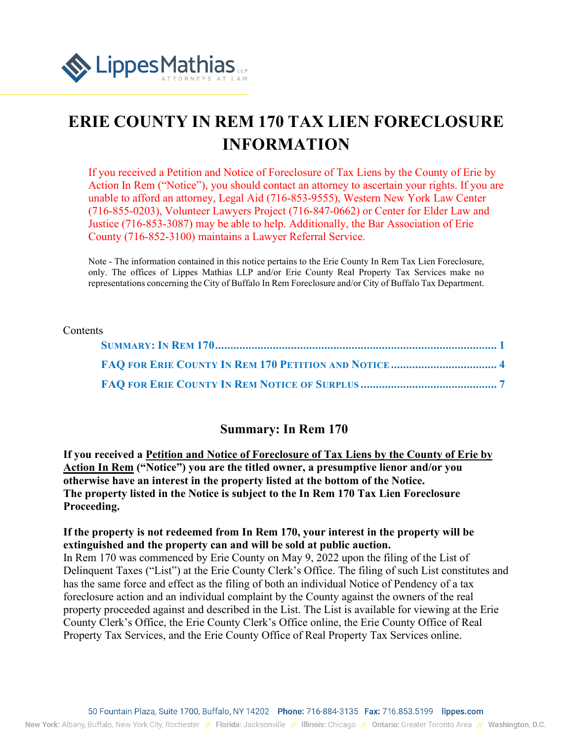# ERIE COUNTY IN REM 170 TAX LIEN FORECLOSURE INFORMATION

If you received a Petition and Notice of Foreclosure of Tax Liens by the County of Erie by Action In Rem ("Notice"), you should contact an attorney to ascertain your rights. If you are unable to afford an attorney, Legal Aid (716-853-9555), Western New York Law Center (716-855-0203), Volunteer Lawyers Project (716-847-0662) or Center for Elder Law and Justice (716-853-3087) may be able to help. Additionally, the Bar Association of Erie County (716-852-3100) maintains a Lawyer Referral Service.

Note - The information contained in this notice pertains to the Erie County In Rem Tax Lien Foreclosure, only. The offices of Lippes Mathias LLP and/or Erie County Real Property Tax Services make no representations concerning the City of Buffalo In Rem Foreclosure and/or City of Buffalo Tax Department.

Contents

- Summary: In Rem 170 ........ 1
- FAQ for Erie County In Rem 170 Petition and Notice ........ 4
- FAQ for Erie County In Rem Notice of Surplus ........ 7

## Summary: In Rem 170

**If you received a <u>Petition and Notice of Foreclosure of Tax Liens by the County of Erie by Action In Rem</u> ("Notice") you are the titled owner, a presumptive lienor and/or you otherwise have an interest in the property listed at the bottom of the Notice. The property listed in the Notice is subject to the In Rem 170 Tax Lien Foreclosure Proceeding.**

**If the property is not redeemed from In Rem 170, your interest in the property will be extinguished and the property can and will be sold at public auction.**

In Rem 170 was commenced by Erie County on May 9, 2022 upon the filing of the List of Delinquent Taxes ("List") at the Erie County Clerk's Office. The filing of such List constitutes and has the same force and effect as the filing of both an individual Notice of Pendency of a tax foreclosure action and an individual complaint by the County against the owners of the real property proceeded against and described in the List. The List is available for viewing at the Erie County Clerk's Office, the Erie County Clerk's Office online, the Erie County Office of Real Property Tax Services, and the Erie County Office of Real Property Tax Services online.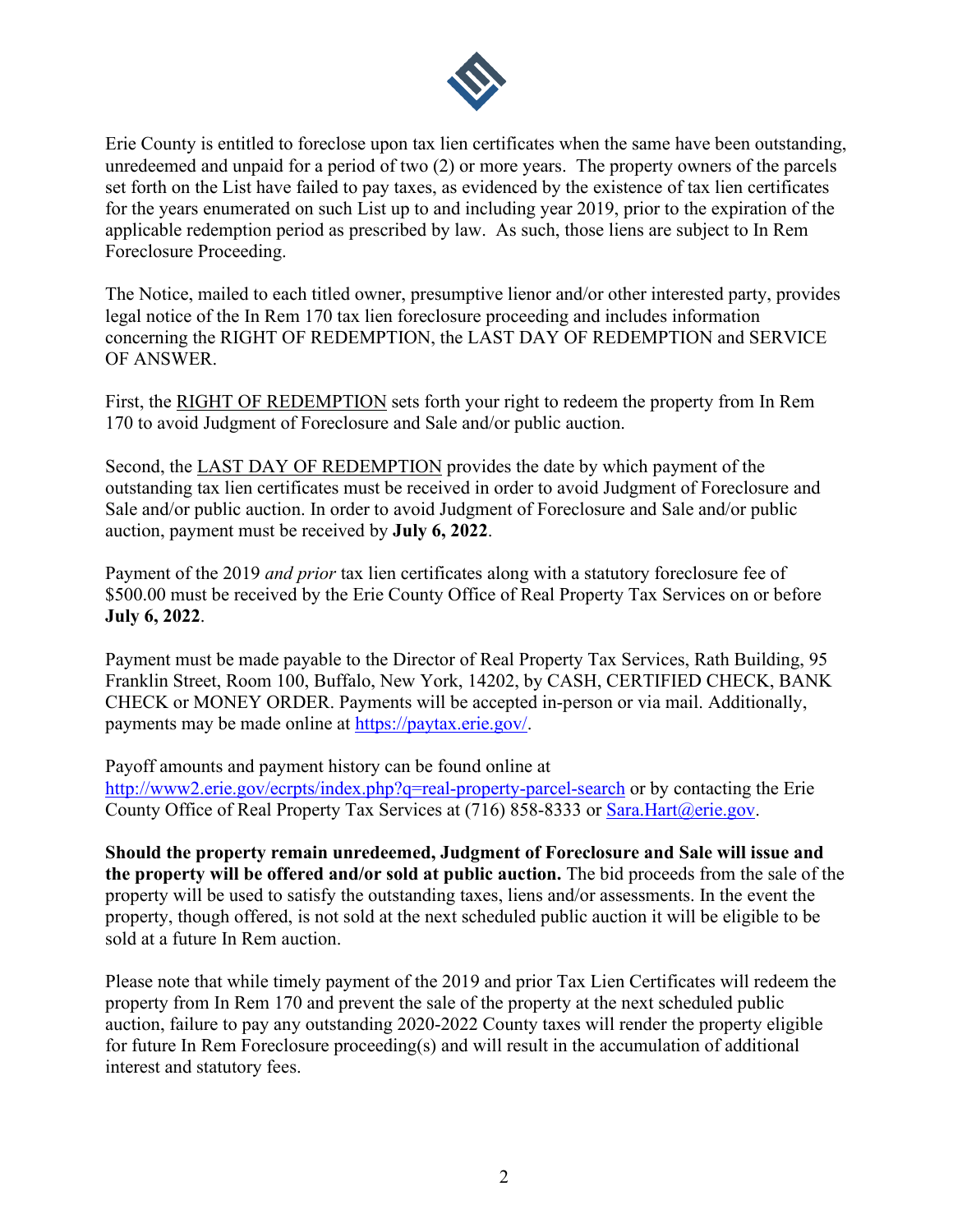Erie County is entitled to foreclose upon tax lien certificates when the same have been outstanding, unredeemed and unpaid for a period of two (2) or more years. The property owners of the parcels set forth on the List have failed to pay taxes, as evidenced by the existence of tax lien certificates for the years enumerated on such List up to and including year 2019, prior to the expiration of the applicable redemption period as prescribed by law. As such, those liens are subject to In Rem Foreclosure Proceeding.

The Notice, mailed to each titled owner, presumptive lienor and/or other interested party, provides legal notice of the In Rem 170 tax lien foreclosure proceeding and includes information concerning the RIGHT OF REDEMPTION, the LAST DAY OF REDEMPTION and SERVICE OF ANSWER.

First, the RIGHT OF REDEMPTION sets forth your right to redeem the property from In Rem 170 to avoid Judgment of Foreclosure and Sale and/or public auction.

Second, the LAST DAY OF REDEMPTION provides the date by which payment of the outstanding tax lien certificates must be received in order to avoid Judgment of Foreclosure and Sale and/or public auction. In order to avoid Judgment of Foreclosure and Sale and/or public auction, payment must be received by **July 6, 2022**.

Payment of the 2019 *and prior* tax lien certificates along with a statutory foreclosure fee of $500.00 must be received by the Erie County Office of Real Property Tax Services on or before **July 6, 2022**.

Payment must be made payable to the Director of Real Property Tax Services, Rath Building, 95 Franklin Street, Room 100, Buffalo, New York, 14202, by CASH, CERTIFIED CHECK, BANK CHECK or MONEY ORDER. Payments will be accepted in-person or via mail. Additionally, payments may be made online at https://paytax.erie.gov/.

Payoff amounts and payment history can be found online at http://www2.erie.gov/ecrpts/index.php?q=real-property-parcel-search or by contacting the Erie County Office of Real Property Tax Services at (716) 858-8333 or Sara.Hart@erie.gov.

**Should the property remain unredeemed, Judgment of Foreclosure and Sale will issue and the property will be offered and/or sold at public auction.** The bid proceeds from the sale of the property will be used to satisfy the outstanding taxes, liens and/or assessments. In the event the property, though offered, is not sold at the next scheduled public auction it will be eligible to be sold at a future In Rem auction.

Please note that while timely payment of the 2019 and prior Tax Lien Certificates will redeem the property from In Rem 170 and prevent the sale of the property at the next scheduled public auction, failure to pay any outstanding 2020-2022 County taxes will render the property eligible for future In Rem Foreclosure proceeding(s) and will result in the accumulation of additional interest and statutory fees.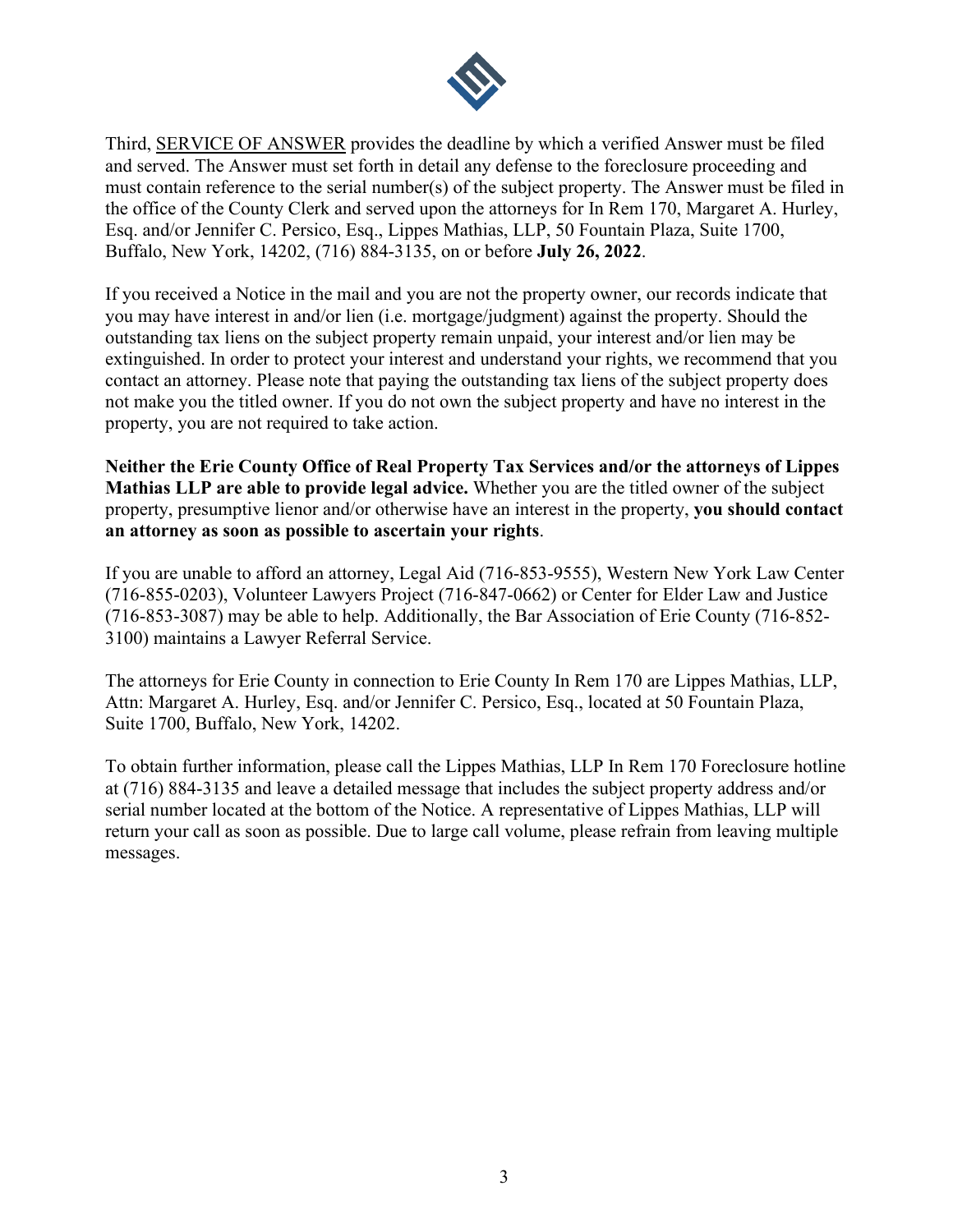Third, SERVICE OF ANSWER provides the deadline by which a verified Answer must be filed and served. The Answer must set forth in detail any defense to the foreclosure proceeding and must contain reference to the serial number(s) of the subject property. The Answer must be filed in the office of the County Clerk and served upon the attorneys for In Rem 170, Margaret A. Hurley, Esq. and/or Jennifer C. Persico, Esq., Lippes Mathias, LLP, 50 Fountain Plaza, Suite 1700, Buffalo, New York, 14202, (716) 884-3135, on or before **July 26, 2022**.

If you received a Notice in the mail and you are not the property owner, our records indicate that you may have interest in and/or lien (i.e. mortgage/judgment) against the property. Should the outstanding tax liens on the subject property remain unpaid, your interest and/or lien may be extinguished. In order to protect your interest and understand your rights, we recommend that you contact an attorney. Please note that paying the outstanding tax liens of the subject property does not make you the titled owner. If you do not own the subject property and have no interest in the property, you are not required to take action.

**Neither the Erie County Office of Real Property Tax Services and/or the attorneys of Lippes Mathias LLP are able to provide legal advice.** Whether you are the titled owner of the subject property, presumptive lienor and/or otherwise have an interest in the property, **you should contact an attorney as soon as possible to ascertain your rights**.

If you are unable to afford an attorney, Legal Aid (716-853-9555), Western New York Law Center (716-855-0203), Volunteer Lawyers Project (716-847-0662) or Center for Elder Law and Justice (716-853-3087) may be able to help. Additionally, the Bar Association of Erie County (716-852-3100) maintains a Lawyer Referral Service.

The attorneys for Erie County in connection to Erie County In Rem 170 are Lippes Mathias, LLP, Attn: Margaret A. Hurley, Esq. and/or Jennifer C. Persico, Esq., located at 50 Fountain Plaza, Suite 1700, Buffalo, New York, 14202.

To obtain further information, please call the Lippes Mathias, LLP In Rem 170 Foreclosure hotline at (716) 884-3135 and leave a detailed message that includes the subject property address and/or serial number located at the bottom of the Notice. A representative of Lippes Mathias, LLP will return your call as soon as possible. Due to large call volume, please refrain from leaving multiple messages.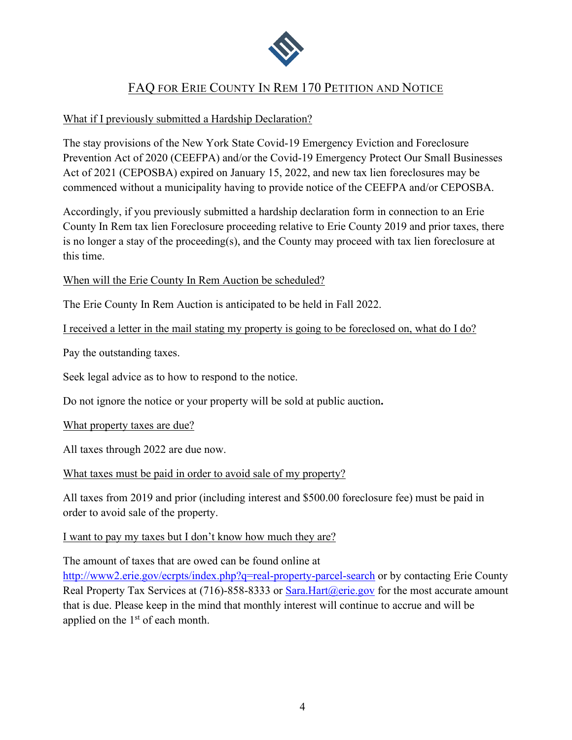# FAQ FOR ERIE COUNTY IN REM 170 PETITION AND NOTICE

## What if I previously submitted a Hardship Declaration?

The stay provisions of the New York State Covid-19 Emergency Eviction and Foreclosure Prevention Act of 2020 (CEEFPA) and/or the Covid-19 Emergency Protect Our Small Businesses Act of 2021 (CEPOSBA) expired on January 15, 2022, and new tax lien foreclosures may be commenced without a municipality having to provide notice of the CEEFPA and/or CEPOSBA.

Accordingly, if you previously submitted a hardship declaration form in connection to an Erie County In Rem tax lien Foreclosure proceeding relative to Erie County 2019 and prior taxes, there is no longer a stay of the proceeding(s), and the County may proceed with tax lien foreclosure at this time.

## When will the Erie County In Rem Auction be scheduled?

The Erie County In Rem Auction is anticipated to be held in Fall 2022.

## I received a letter in the mail stating my property is going to be foreclosed on, what do I do?

Pay the outstanding taxes.

Seek legal advice as to how to respond to the notice.

Do not ignore the notice or your property will be sold at public auction**.**

## What property taxes are due?

All taxes through 2022 are due now.

## What taxes must be paid in order to avoid sale of my property?

All taxes from 2019 and prior (including interest and $500.00 foreclosure fee) must be paid in order to avoid sale of the property.

## I want to pay my taxes but I don't know how much they are?

The amount of taxes that are owed can be found online at http://www2.erie.gov/ecrpts/index.php?q=real-property-parcel-search or by contacting Erie County Real Property Tax Services at (716)-858-8333 or Sara.Hart@erie.gov for the most accurate amount that is due. Please keep in the mind that monthly interest will continue to accrue and will be applied on the 1st of each month.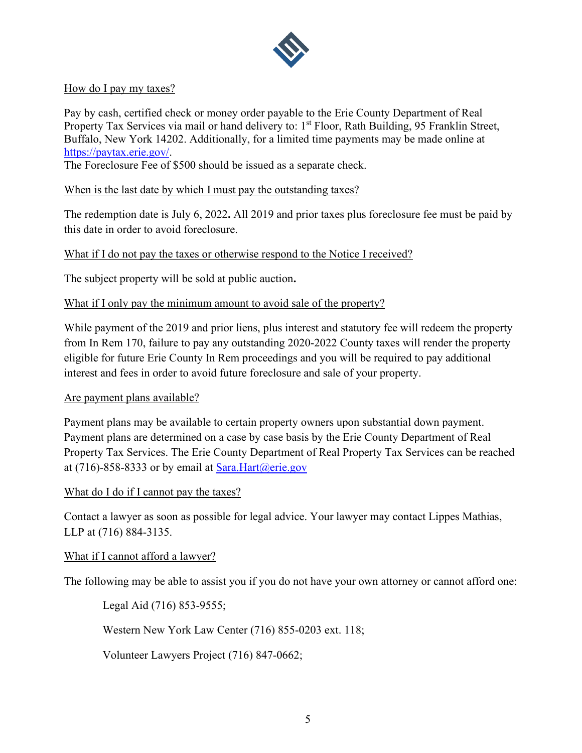<u>How do I pay my taxes?</u>

Pay by cash, certified check or money order payable to the Erie County Department of Real Property Tax Services via mail or hand delivery to: 1st Floor, Rath Building, 95 Franklin Street, Buffalo, New York 14202. Additionally, for a limited time payments may be made online at https://paytax.erie.gov/.
The Foreclosure Fee of $500 should be issued as a separate check.

<u>When is the last date by which I must pay the outstanding taxes?</u>

The redemption date is July 6, 2022**.** All 2019 and prior taxes plus foreclosure fee must be paid by this date in order to avoid foreclosure.

<u>What if I do not pay the taxes or otherwise respond to the Notice I received?</u>

The subject property will be sold at public auction**.**

<u>What if I only pay the minimum amount to avoid sale of the property?</u>

While payment of the 2019 and prior liens, plus interest and statutory fee will redeem the property from In Rem 170, failure to pay any outstanding 2020-2022 County taxes will render the property eligible for future Erie County In Rem proceedings and you will be required to pay additional interest and fees in order to avoid future foreclosure and sale of your property.

<u>Are payment plans available?</u>

Payment plans may be available to certain property owners upon substantial down payment. Payment plans are determined on a case by case basis by the Erie County Department of Real Property Tax Services. The Erie County Department of Real Property Tax Services can be reached at (716)-858-8333 or by email at Sara.Hart@erie.gov

<u>What do I do if I cannot pay the taxes?</u>

Contact a lawyer as soon as possible for legal advice. Your lawyer may contact Lippes Mathias, LLP at (716) 884-3135.

<u>What if I cannot afford a lawyer?</u>

The following may be able to assist you if you do not have your own attorney or cannot afford one:

Legal Aid (716) 853-9555;

Western New York Law Center (716) 855-0203 ext. 118;

Volunteer Lawyers Project (716) 847-0662;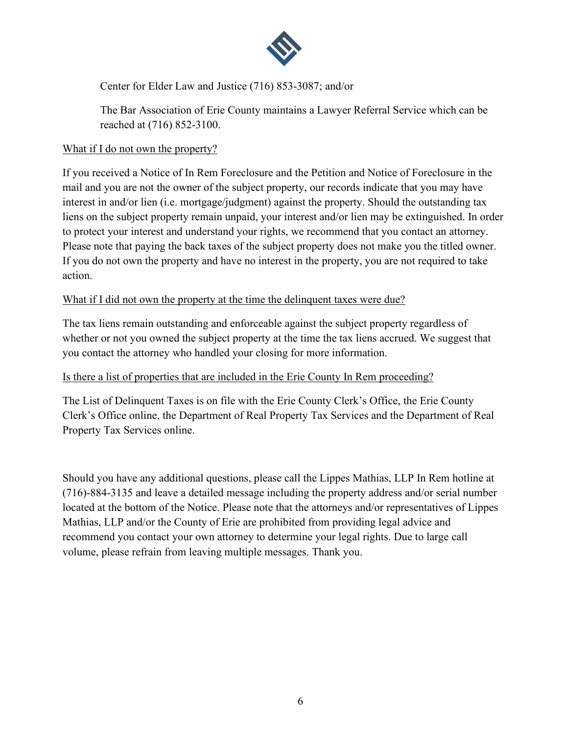Center for Elder Law and Justice (716) 853-3087; and/or

The Bar Association of Erie County maintains a Lawyer Referral Service which can be reached at (716) 852-3100.

<u>What if I do not own the property?</u>

If you received a Notice of In Rem Foreclosure and the Petition and Notice of Foreclosure in the mail and you are not the owner of the subject property, our records indicate that you may have interest in and/or lien (i.e. mortgage/judgment) against the property. Should the outstanding tax liens on the subject property remain unpaid, your interest and/or lien may be extinguished. In order to protect your interest and understand your rights, we recommend that you contact an attorney. Please note that paying the back taxes of the subject property does not make you the titled owner. If you do not own the property and have no interest in the property, you are not required to take action.

<u>What if I did not own the property at the time the delinquent taxes were due?</u>

The tax liens remain outstanding and enforceable against the subject property regardless of whether or not you owned the subject property at the time the tax liens accrued. We suggest that you contact the attorney who handled your closing for more information.

<u>Is there a list of properties that are included in the Erie County In Rem proceeding?</u>

The List of Delinquent Taxes is on file with the Erie County Clerk's Office, the Erie County Clerk's Office online, the Department of Real Property Tax Services and the Department of Real Property Tax Services online.

Should you have any additional questions, please call the Lippes Mathias, LLP In Rem hotline at (716)-884-3135 and leave a detailed message including the property address and/or serial number located at the bottom of the Notice. Please note that the attorneys and/or representatives of Lippes Mathias, LLP and/or the County of Erie are prohibited from providing legal advice and recommend you contact your own attorney to determine your legal rights. Due to large call volume, please refrain from leaving multiple messages. Thank you.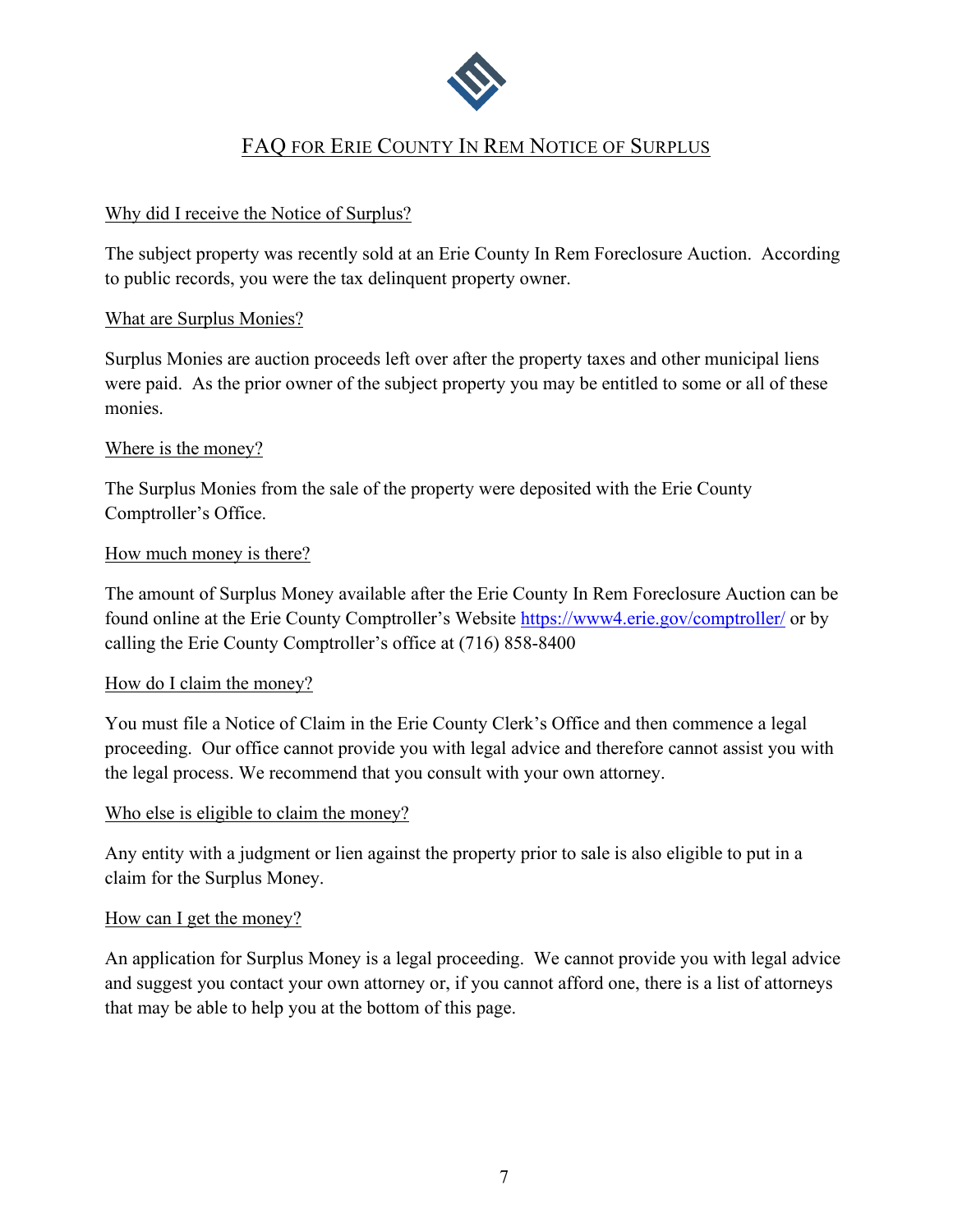# FAQ for Erie County In Rem Notice of Surplus

Why did I receive the Notice of Surplus?

The subject property was recently sold at an Erie County In Rem Foreclosure Auction. According to public records, you were the tax delinquent property owner.

What are Surplus Monies?

Surplus Monies are auction proceeds left over after the property taxes and other municipal liens were paid. As the prior owner of the subject property you may be entitled to some or all of these monies.

Where is the money?

The Surplus Monies from the sale of the property were deposited with the Erie County Comptroller's Office.

How much money is there?

The amount of Surplus Money available after the Erie County In Rem Foreclosure Auction can be found online at the Erie County Comptroller's Website https://www4.erie.gov/comptroller/ or by calling the Erie County Comptroller's office at (716) 858-8400

How do I claim the money?

You must file a Notice of Claim in the Erie County Clerk's Office and then commence a legal proceeding. Our office cannot provide you with legal advice and therefore cannot assist you with the legal process. We recommend that you consult with your own attorney.

Who else is eligible to claim the money?

Any entity with a judgment or lien against the property prior to sale is also eligible to put in a claim for the Surplus Money.

How can I get the money?

An application for Surplus Money is a legal proceeding. We cannot provide you with legal advice and suggest you contact your own attorney or, if you cannot afford one, there is a list of attorneys that may be able to help you at the bottom of this page.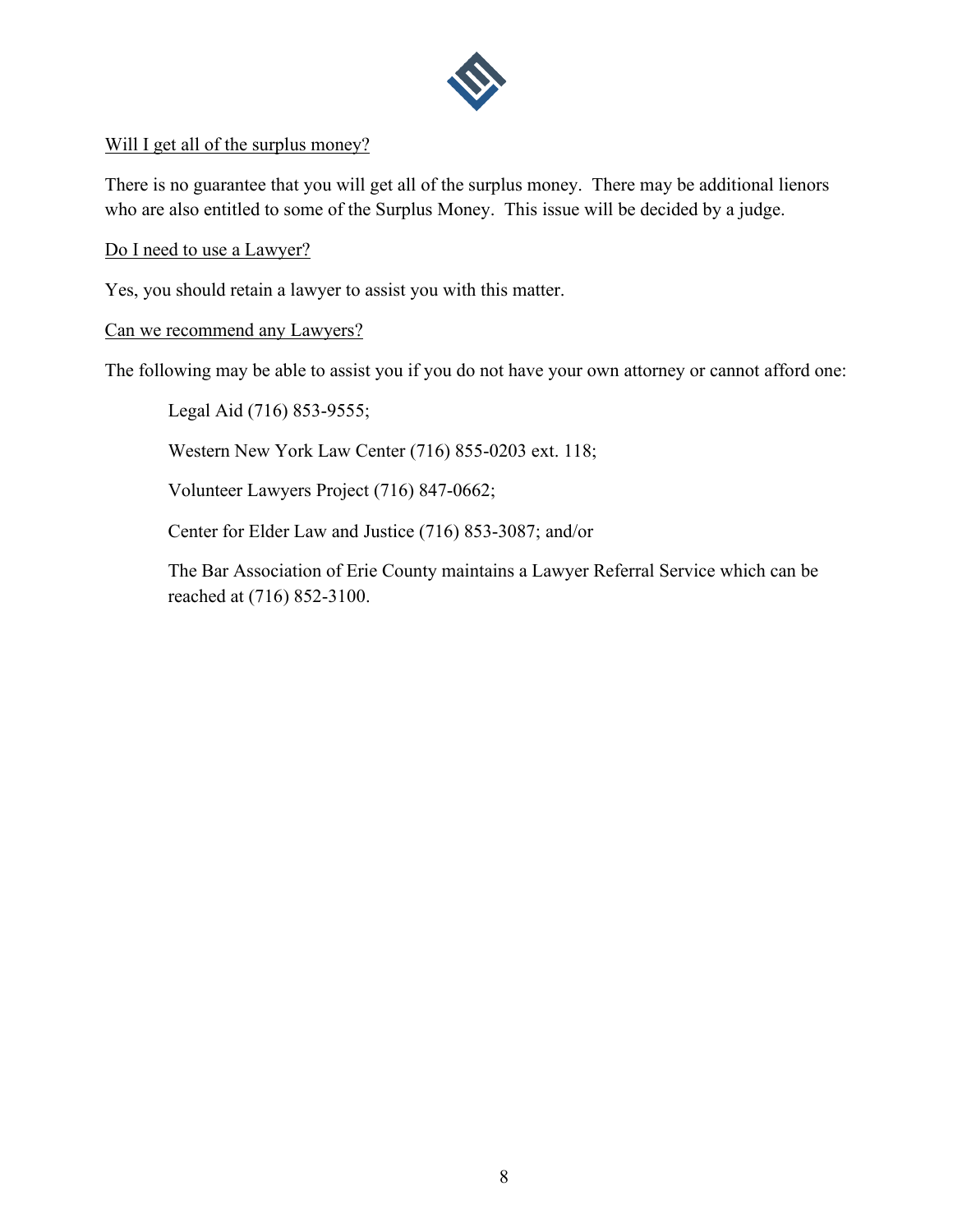Will I get all of the surplus money?

There is no guarantee that you will get all of the surplus money. There may be additional lienors who are also entitled to some of the Surplus Money. This issue will be decided by a judge.

Do I need to use a Lawyer?

Yes, you should retain a lawyer to assist you with this matter.

Can we recommend any Lawyers?

The following may be able to assist you if you do not have your own attorney or cannot afford one:

> Legal Aid (716) 853-9555;
>
> Western New York Law Center (716) 855-0203 ext. 118;
>
> Volunteer Lawyers Project (716) 847-0662;
>
> Center for Elder Law and Justice (716) 853-3087; and/or
>
> The Bar Association of Erie County maintains a Lawyer Referral Service which can be reached at (716) 852-3100.